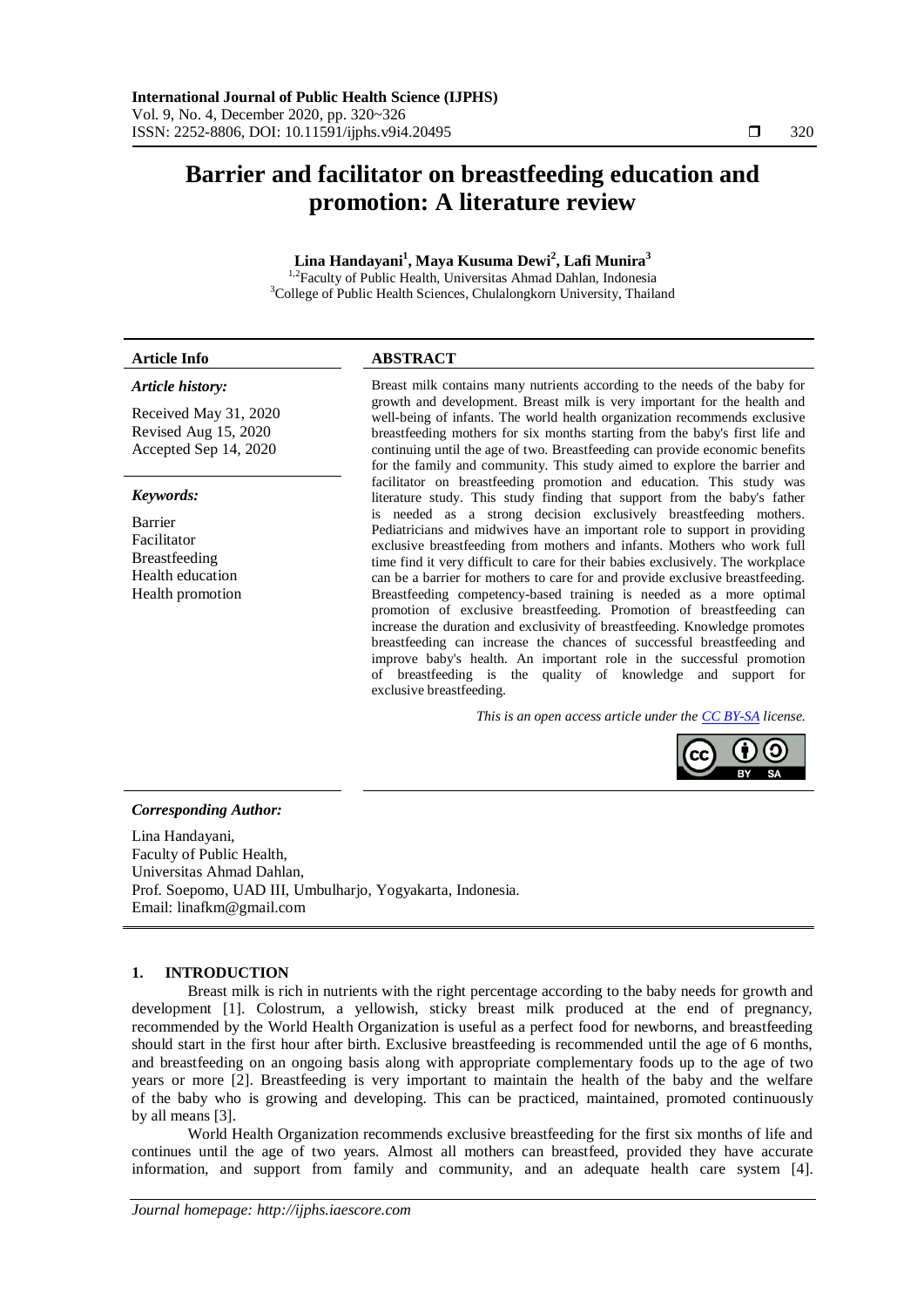# Barrier and facilitator on breastfeeding education and promotion: A literature review

**Lina Handayani[1], Maya Kusuma Dewi[2], Lafi Munira[3]**

[1,2]Faculty of Public Health, Universitas Ahmad Dahlan, Indonesia
[3]College of Public Health Sciences, Chulalongkorn University, Thailand

**Article Info**

*Article history:*

Received May 31, 2020
Revised Aug 15, 2020
Accepted Sep 14, 2020

*Keywords:*

Barrier
Facilitator
Breastfeeding
Health education
Health promotion

**ABSTRACT**

Breast milk contains many nutrients according to the needs of the baby for growth and development. Breast milk is very important for the health and well-being of infants. The world health organization recommends exclusive breastfeeding mothers for six months starting from the baby's first life and continuing until the age of two. Breastfeeding can provide economic benefits for the family and community. This study aimed to explore the barrier and facilitator on breastfeeding promotion and education. This study was literature study. This study finding that support from the baby's father is needed as a strong decision exclusively breastfeeding mothers. Pediatricians and midwives have an important role to support in providing exclusive breastfeeding from mothers and infants. Mothers who work full time find it very difficult to care for their babies exclusively. The workplace can be a barrier for mothers to care for and provide exclusive breastfeeding. Breastfeeding competency-based training is needed as a more optimal promotion of exclusive breastfeeding. Promotion of breastfeeding can increase the duration and exclusivity of breastfeeding. Knowledge promotes breastfeeding can increase the chances of successful breastfeeding and improve baby's health. An important role in the successful promotion of breastfeeding is the quality of knowledge and support for exclusive breastfeeding.

*This is an open access article under the CC BY-SA license.*

***Corresponding Author:***

Lina Handayani,
Faculty of Public Health,
Universitas Ahmad Dahlan,
Prof. Soepomo, UAD III, Umbulharjo, Yogyakarta, Indonesia.
Email: linafkm@gmail.com

## 1. INTRODUCTION

Breast milk is rich in nutrients with the right percentage according to the baby needs for growth and development [1]. Colostrum, a yellowish, sticky breast milk produced at the end of pregnancy, recommended by the World Health Organization is useful as a perfect food for newborns, and breastfeeding should start in the first hour after birth. Exclusive breastfeeding is recommended until the age of 6 months, and breastfeeding on an ongoing basis along with appropriate complementary foods up to the age of two years or more [2]. Breastfeeding is very important to maintain the health of the baby and the welfare of the baby who is growing and developing. This can be practiced, maintained, promoted continuously by all means [3].

World Health Organization recommends exclusive breastfeeding for the first six months of life and continues until the age of two years. Almost all mothers can breastfeed, provided they have accurate information, and support from family and community, and an adequate health care system [4].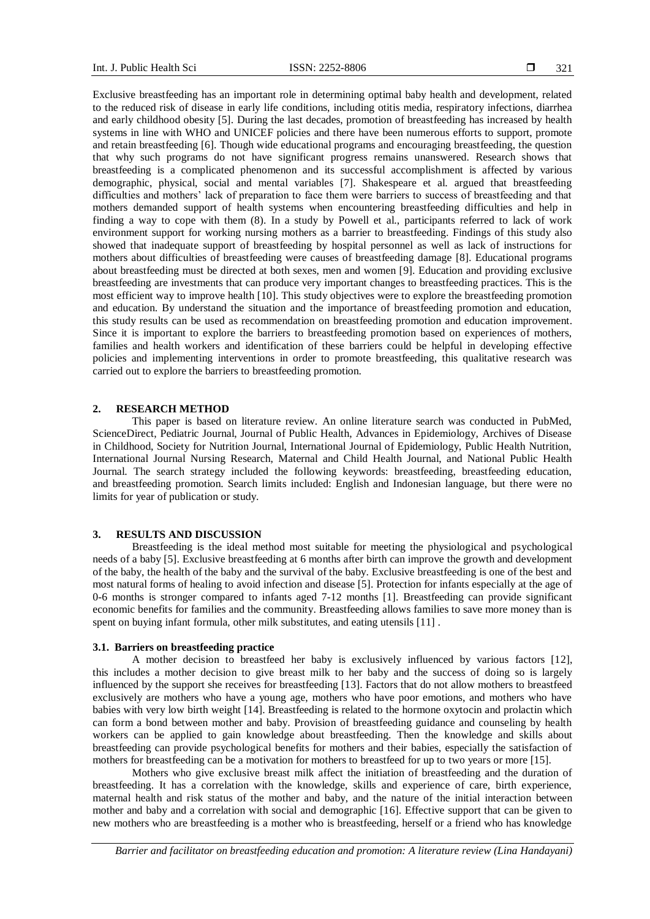Exclusive breastfeeding has an important role in determining optimal baby health and development, related to the reduced risk of disease in early life conditions, including otitis media, respiratory infections, diarrhea and early childhood obesity [5]. During the last decades, promotion of breastfeeding has increased by health systems in line with WHO and UNICEF policies and there have been numerous efforts to support, promote and retain breastfeeding [6]. Though wide educational programs and encouraging breastfeeding, the question that why such programs do not have significant progress remains unanswered. Research shows that breastfeeding is a complicated phenomenon and its successful accomplishment is affected by various demographic, physical, social and mental variables [7]. Shakespeare et al. argued that breastfeeding difficulties and mothers' lack of preparation to face them were barriers to success of breastfeeding and that mothers demanded support of health systems when encountering breastfeeding difficulties and help in finding a way to cope with them (8). In a study by Powell et al., participants referred to lack of work environment support for working nursing mothers as a barrier to breastfeeding. Findings of this study also showed that inadequate support of breastfeeding by hospital personnel as well as lack of instructions for mothers about difficulties of breastfeeding were causes of breastfeeding damage [8]. Educational programs about breastfeeding must be directed at both sexes, men and women [9]. Education and providing exclusive breastfeeding are investments that can produce very important changes to breastfeeding practices. This is the most efficient way to improve health [10]. This study objectives were to explore the breastfeeding promotion and education. By understand the situation and the importance of breastfeeding promotion and education, this study results can be used as recommendation on breastfeeding promotion and education improvement. Since it is important to explore the barriers to breastfeeding promotion based on experiences of mothers, families and health workers and identification of these barriers could be helpful in developing effective policies and implementing interventions in order to promote breastfeeding, this qualitative research was carried out to explore the barriers to breastfeeding promotion.

## 2. RESEARCH METHOD

This paper is based on literature review. An online literature search was conducted in PubMed, ScienceDirect, Pediatric Journal, Journal of Public Health, Advances in Epidemiology, Archives of Disease in Childhood, Society for Nutrition Journal, International Journal of Epidemiology, Public Health Nutrition, International Journal Nursing Research, Maternal and Child Health Journal, and National Public Health Journal. The search strategy included the following keywords: breastfeeding, breastfeeding education, and breastfeeding promotion. Search limits included: English and Indonesian language, but there were no limits for year of publication or study.

## 3. RESULTS AND DISCUSSION

Breastfeeding is the ideal method most suitable for meeting the physiological and psychological needs of a baby [5]. Exclusive breastfeeding at 6 months after birth can improve the growth and development of the baby, the health of the baby and the survival of the baby. Exclusive breastfeeding is one of the best and most natural forms of healing to avoid infection and disease [5]. Protection for infants especially at the age of 0-6 months is stronger compared to infants aged 7-12 months [1]. Breastfeeding can provide significant economic benefits for families and the community. Breastfeeding allows families to save more money than is spent on buying infant formula, other milk substitutes, and eating utensils [11] .

### 3.1. Barriers on breastfeeding practice

A mother decision to breastfeed her baby is exclusively influenced by various factors [12], this includes a mother decision to give breast milk to her baby and the success of doing so is largely influenced by the support she receives for breastfeeding [13]. Factors that do not allow mothers to breastfeed exclusively are mothers who have a young age, mothers who have poor emotions, and mothers who have babies with very low birth weight [14]. Breastfeeding is related to the hormone oxytocin and prolactin which can form a bond between mother and baby. Provision of breastfeeding guidance and counseling by health workers can be applied to gain knowledge about breastfeeding. Then the knowledge and skills about breastfeeding can provide psychological benefits for mothers and their babies, especially the satisfaction of mothers for breastfeeding can be a motivation for mothers to breastfeed for up to two years or more [15].

Mothers who give exclusive breast milk affect the initiation of breastfeeding and the duration of breastfeeding. It has a correlation with the knowledge, skills and experience of care, birth experience, maternal health and risk status of the mother and baby, and the nature of the initial interaction between mother and baby and a correlation with social and demographic [16]. Effective support that can be given to new mothers who are breastfeeding is a mother who is breastfeeding, herself or a friend who has knowledge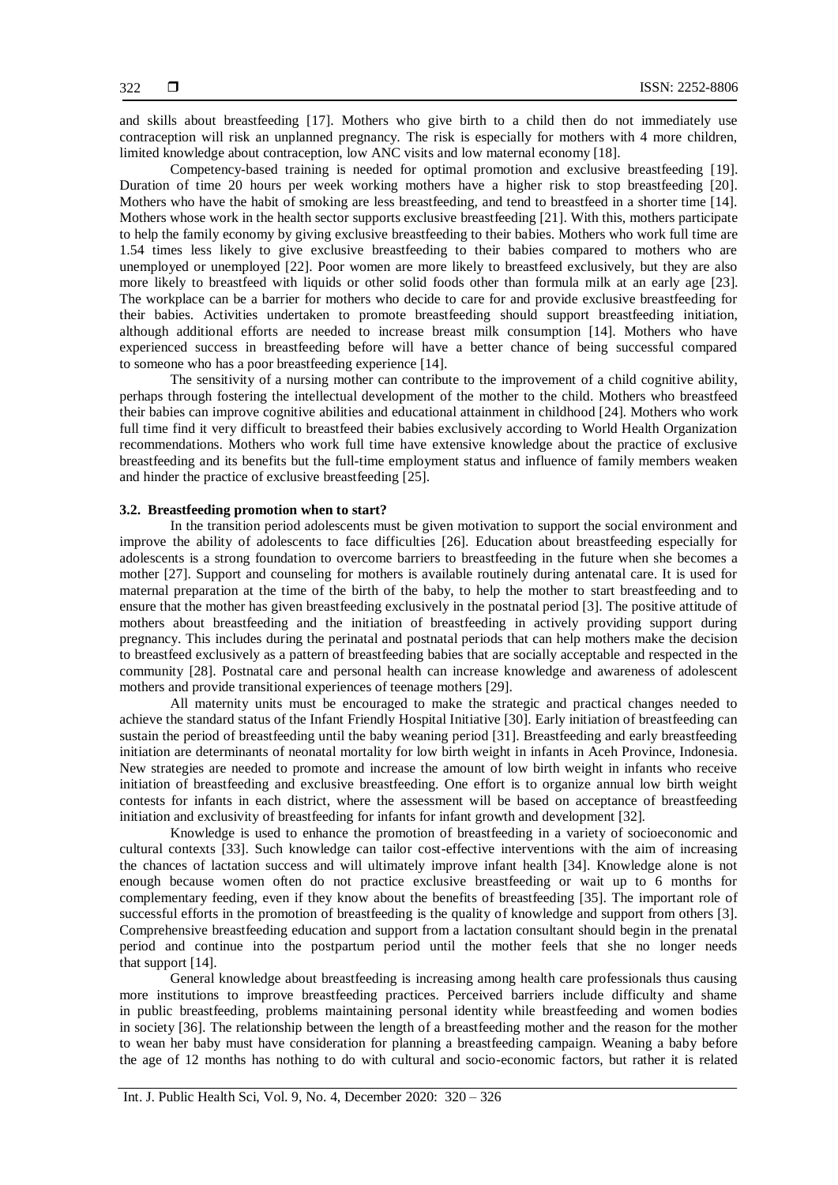and skills about breastfeeding [17]. Mothers who give birth to a child then do not immediately use contraception will risk an unplanned pregnancy. The risk is especially for mothers with 4 more children, limited knowledge about contraception, low ANC visits and low maternal economy [18].

Competency-based training is needed for optimal promotion and exclusive breastfeeding [19]. Duration of time 20 hours per week working mothers have a higher risk to stop breastfeeding [20]. Mothers who have the habit of smoking are less breastfeeding, and tend to breastfeed in a shorter time [14]. Mothers whose work in the health sector supports exclusive breastfeeding [21]. With this, mothers participate to help the family economy by giving exclusive breastfeeding to their babies. Mothers who work full time are 1.54 times less likely to give exclusive breastfeeding to their babies compared to mothers who are unemployed or unemployed [22]. Poor women are more likely to breastfeed exclusively, but they are also more likely to breastfeed with liquids or other solid foods other than formula milk at an early age [23]. The workplace can be a barrier for mothers who decide to care for and provide exclusive breastfeeding for their babies. Activities undertaken to promote breastfeeding should support breastfeeding initiation, although additional efforts are needed to increase breast milk consumption [14]. Mothers who have experienced success in breastfeeding before will have a better chance of being successful compared to someone who has a poor breastfeeding experience [14].

The sensitivity of a nursing mother can contribute to the improvement of a child cognitive ability, perhaps through fostering the intellectual development of the mother to the child. Mothers who breastfeed their babies can improve cognitive abilities and educational attainment in childhood [24]. Mothers who work full time find it very difficult to breastfeed their babies exclusively according to World Health Organization recommendations. Mothers who work full time have extensive knowledge about the practice of exclusive breastfeeding and its benefits but the full-time employment status and influence of family members weaken and hinder the practice of exclusive breastfeeding [25].

### 3.2. Breastfeeding promotion when to start?

In the transition period adolescents must be given motivation to support the social environment and improve the ability of adolescents to face difficulties [26]. Education about breastfeeding especially for adolescents is a strong foundation to overcome barriers to breastfeeding in the future when she becomes a mother [27]. Support and counseling for mothers is available routinely during antenatal care. It is used for maternal preparation at the time of the birth of the baby, to help the mother to start breastfeeding and to ensure that the mother has given breastfeeding exclusively in the postnatal period [3]. The positive attitude of mothers about breastfeeding and the initiation of breastfeeding in actively providing support during pregnancy. This includes during the perinatal and postnatal periods that can help mothers make the decision to breastfeed exclusively as a pattern of breastfeeding babies that are socially acceptable and respected in the community [28]. Postnatal care and personal health can increase knowledge and awareness of adolescent mothers and provide transitional experiences of teenage mothers [29].

All maternity units must be encouraged to make the strategic and practical changes needed to achieve the standard status of the Infant Friendly Hospital Initiative [30]. Early initiation of breastfeeding can sustain the period of breastfeeding until the baby weaning period [31]. Breastfeeding and early breastfeeding initiation are determinants of neonatal mortality for low birth weight in infants in Aceh Province, Indonesia. New strategies are needed to promote and increase the amount of low birth weight in infants who receive initiation of breastfeeding and exclusive breastfeeding. One effort is to organize annual low birth weight contests for infants in each district, where the assessment will be based on acceptance of breastfeeding initiation and exclusivity of breastfeeding for infants for infant growth and development [32].

Knowledge is used to enhance the promotion of breastfeeding in a variety of socioeconomic and cultural contexts [33]. Such knowledge can tailor cost-effective interventions with the aim of increasing the chances of lactation success and will ultimately improve infant health [34]. Knowledge alone is not enough because women often do not practice exclusive breastfeeding or wait up to 6 months for complementary feeding, even if they know about the benefits of breastfeeding [35]. The important role of successful efforts in the promotion of breastfeeding is the quality of knowledge and support from others [3]. Comprehensive breastfeeding education and support from a lactation consultant should begin in the prenatal period and continue into the postpartum period until the mother feels that she no longer needs that support [14].

General knowledge about breastfeeding is increasing among health care professionals thus causing more institutions to improve breastfeeding practices. Perceived barriers include difficulty and shame in public breastfeeding, problems maintaining personal identity while breastfeeding and women bodies in society [36]. The relationship between the length of a breastfeeding mother and the reason for the mother to wean her baby must have consideration for planning a breastfeeding campaign. Weaning a baby before the age of 12 months has nothing to do with cultural and socio-economic factors, but rather it is related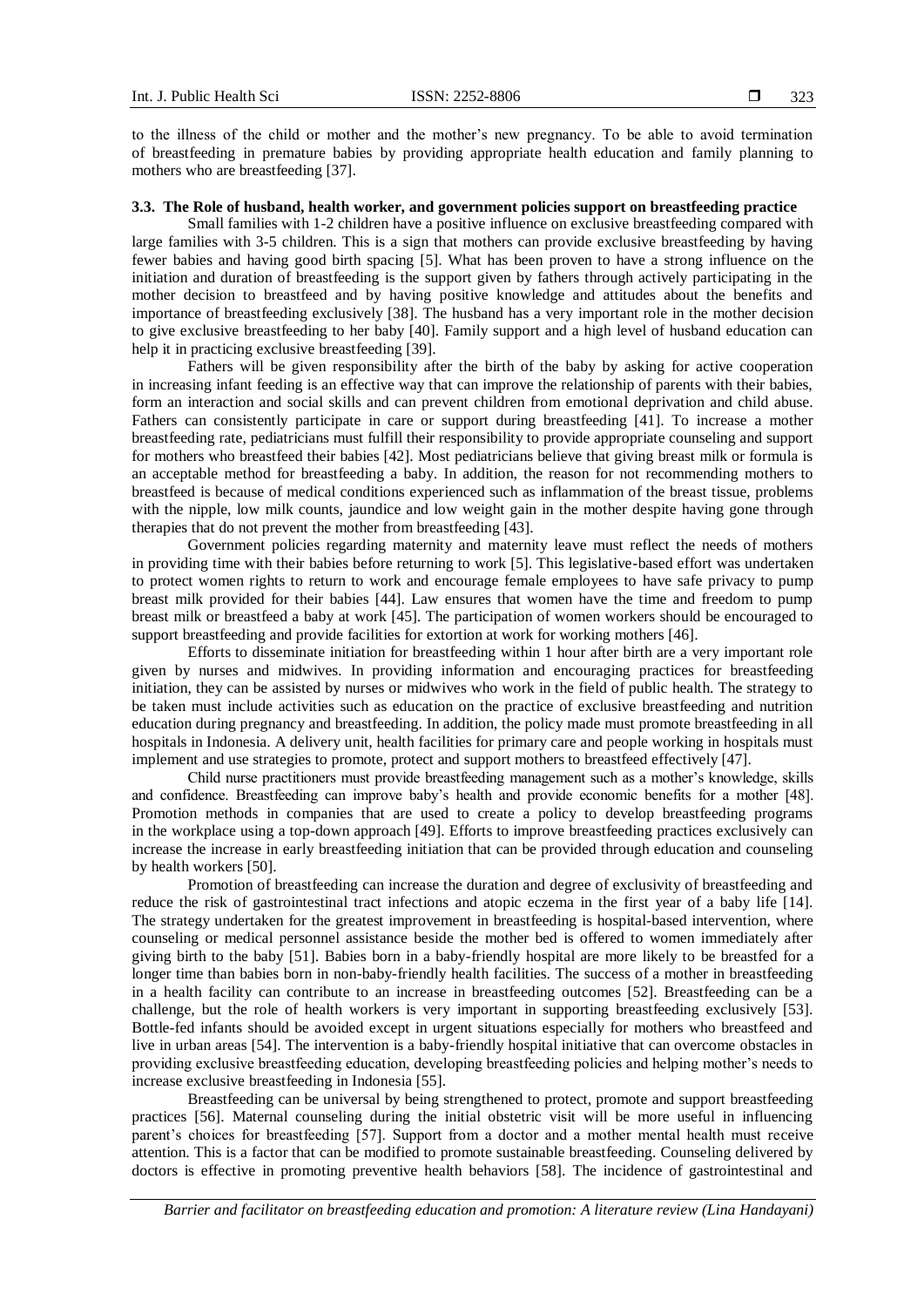to the illness of the child or mother and the mother's new pregnancy. To be able to avoid termination of breastfeeding in premature babies by providing appropriate health education and family planning to mothers who are breastfeeding [37].

### 3.3. The Role of husband, health worker, and government policies support on breastfeeding practice

Small families with 1-2 children have a positive influence on exclusive breastfeeding compared with large families with 3-5 children. This is a sign that mothers can provide exclusive breastfeeding by having fewer babies and having good birth spacing [5]. What has been proven to have a strong influence on the initiation and duration of breastfeeding is the support given by fathers through actively participating in the mother decision to breastfeed and by having positive knowledge and attitudes about the benefits and importance of breastfeeding exclusively [38]. The husband has a very important role in the mother decision to give exclusive breastfeeding to her baby [40]. Family support and a high level of husband education can help it in practicing exclusive breastfeeding [39].

Fathers will be given responsibility after the birth of the baby by asking for active cooperation in increasing infant feeding is an effective way that can improve the relationship of parents with their babies, form an interaction and social skills and can prevent children from emotional deprivation and child abuse. Fathers can consistently participate in care or support during breastfeeding [41]. To increase a mother breastfeeding rate, pediatricians must fulfill their responsibility to provide appropriate counseling and support for mothers who breastfeed their babies [42]. Most pediatricians believe that giving breast milk or formula is an acceptable method for breastfeeding a baby. In addition, the reason for not recommending mothers to breastfeed is because of medical conditions experienced such as inflammation of the breast tissue, problems with the nipple, low milk counts, jaundice and low weight gain in the mother despite having gone through therapies that do not prevent the mother from breastfeeding [43].

Government policies regarding maternity and maternity leave must reflect the needs of mothers in providing time with their babies before returning to work [5]. This legislative-based effort was undertaken to protect women rights to return to work and encourage female employees to have safe privacy to pump breast milk provided for their babies [44]. Law ensures that women have the time and freedom to pump breast milk or breastfeed a baby at work [45]. The participation of women workers should be encouraged to support breastfeeding and provide facilities for extortion at work for working mothers [46].

Efforts to disseminate initiation for breastfeeding within 1 hour after birth are a very important role given by nurses and midwives. In providing information and encouraging practices for breastfeeding initiation, they can be assisted by nurses or midwives who work in the field of public health. The strategy to be taken must include activities such as education on the practice of exclusive breastfeeding and nutrition education during pregnancy and breastfeeding. In addition, the policy made must promote breastfeeding in all hospitals in Indonesia. A delivery unit, health facilities for primary care and people working in hospitals must implement and use strategies to promote, protect and support mothers to breastfeed effectively [47].

Child nurse practitioners must provide breastfeeding management such as a mother's knowledge, skills and confidence. Breastfeeding can improve baby's health and provide economic benefits for a mother [48]. Promotion methods in companies that are used to create a policy to develop breastfeeding programs in the workplace using a top-down approach [49]. Efforts to improve breastfeeding practices exclusively can increase the increase in early breastfeeding initiation that can be provided through education and counseling by health workers [50].

Promotion of breastfeeding can increase the duration and degree of exclusivity of breastfeeding and reduce the risk of gastrointestinal tract infections and atopic eczema in the first year of a baby life [14]. The strategy undertaken for the greatest improvement in breastfeeding is hospital-based intervention, where counseling or medical personnel assistance beside the mother bed is offered to women immediately after giving birth to the baby [51]. Babies born in a baby-friendly hospital are more likely to be breastfed for a longer time than babies born in non-baby-friendly health facilities. The success of a mother in breastfeeding in a health facility can contribute to an increase in breastfeeding outcomes [52]. Breastfeeding can be a challenge, but the role of health workers is very important in supporting breastfeeding exclusively [53]. Bottle-fed infants should be avoided except in urgent situations especially for mothers who breastfeed and live in urban areas [54]. The intervention is a baby-friendly hospital initiative that can overcome obstacles in providing exclusive breastfeeding education, developing breastfeeding policies and helping mother's needs to increase exclusive breastfeeding in Indonesia [55].

Breastfeeding can be universal by being strengthened to protect, promote and support breastfeeding practices [56]. Maternal counseling during the initial obstetric visit will be more useful in influencing parent's choices for breastfeeding [57]. Support from a doctor and a mother mental health must receive attention. This is a factor that can be modified to promote sustainable breastfeeding. Counseling delivered by doctors is effective in promoting preventive health behaviors [58]. The incidence of gastrointestinal and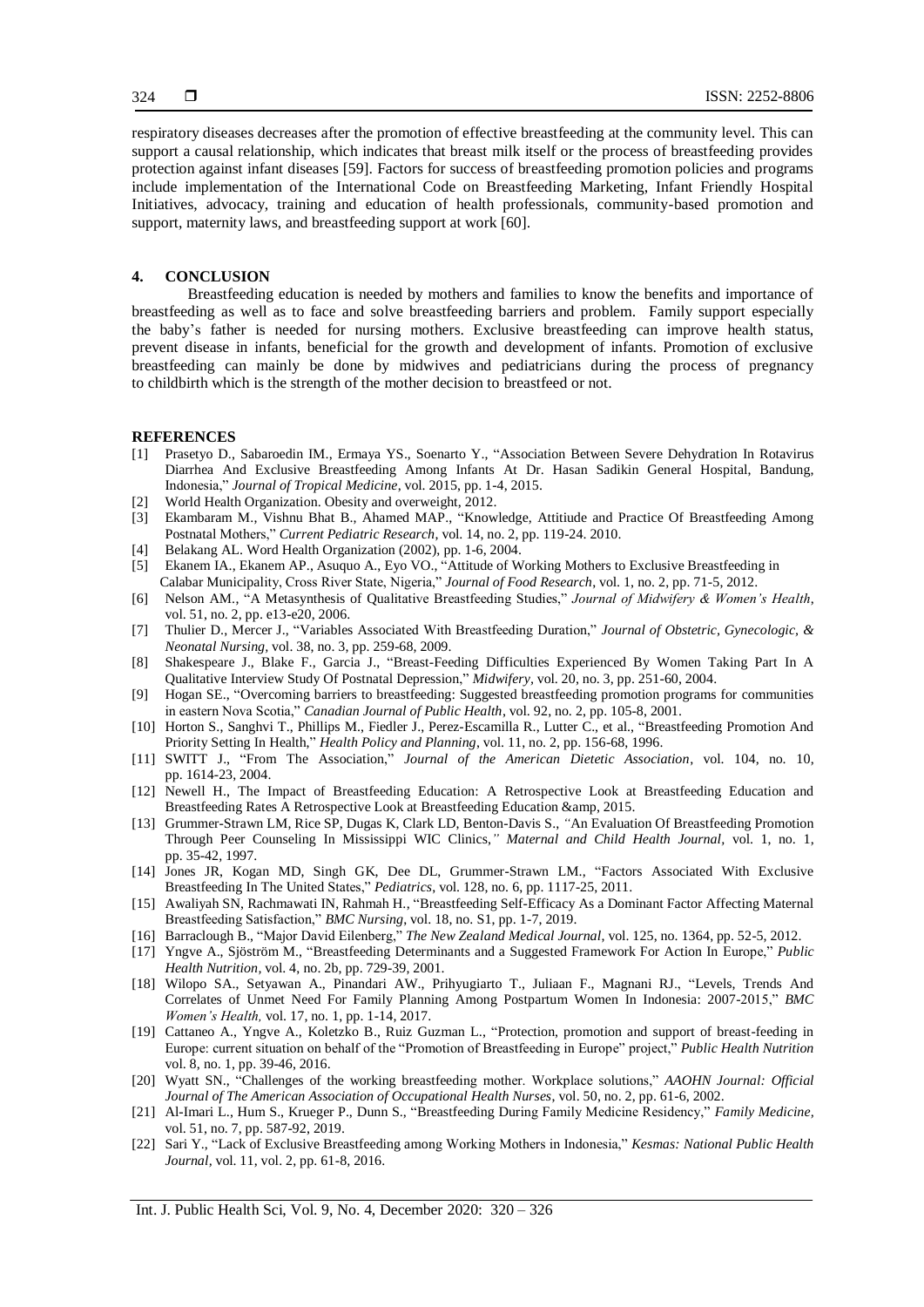respiratory diseases decreases after the promotion of effective breastfeeding at the community level. This can support a causal relationship, which indicates that breast milk itself or the process of breastfeeding provides protection against infant diseases [59]. Factors for success of breastfeeding promotion policies and programs include implementation of the International Code on Breastfeeding Marketing, Infant Friendly Hospital Initiatives, advocacy, training and education of health professionals, community-based promotion and support, maternity laws, and breastfeeding support at work [60].

## 4. CONCLUSION

Breastfeeding education is needed by mothers and families to know the benefits and importance of breastfeeding as well as to face and solve breastfeeding barriers and problem. Family support especially the baby's father is needed for nursing mothers. Exclusive breastfeeding can improve health status, prevent disease in infants, beneficial for the growth and development of infants. Promotion of exclusive breastfeeding can mainly be done by midwives and pediatricians during the process of pregnancy to childbirth which is the strength of the mother decision to breastfeed or not.

## REFERENCES

[1] Prasetyo D., Sabaroedin IM., Ermaya YS., Soenarto Y., "Association Between Severe Dehydration In Rotavirus Diarrhea And Exclusive Breastfeeding Among Infants At Dr. Hasan Sadikin General Hospital, Bandung, Indonesia," *Journal of Tropical Medicine*, vol. 2015, pp. 1-4, 2015.

[2] World Health Organization. Obesity and overweight, 2012.

[3] Ekambaram M., Vishnu Bhat B., Ahamed MAP., "Knowledge, Attitiude and Practice Of Breastfeeding Among Postnatal Mothers," *Current Pediatric Research*, vol. 14, no. 2, pp. 119-24. 2010.

[4] Belakang AL. Word Health Organization (2002), pp. 1-6, 2004.

[5] Ekanem IA., Ekanem AP., Asuquo A., Eyo VO., "Attitude of Working Mothers to Exclusive Breastfeeding in Calabar Municipality, Cross River State, Nigeria," *Journal of Food Research*, vol. 1, no. 2, pp. 71-5, 2012.

[6] Nelson AM., "A Metasynthesis of Qualitative Breastfeeding Studies," *Journal of Midwifery & Women's Health*, vol. 51, no. 2, pp. e13-e20, 2006.

[7] Thulier D., Mercer J., "Variables Associated With Breastfeeding Duration," *Journal of Obstetric, Gynecologic, & Neonatal Nursing*, vol. 38, no. 3, pp. 259-68, 2009.

[8] Shakespeare J., Blake F., Garcia J., "Breast-Feeding Difficulties Experienced By Women Taking Part In A Qualitative Interview Study Of Postnatal Depression," *Midwifery*, vol. 20, no. 3, pp. 251-60, 2004.

[9] Hogan SE., "Overcoming barriers to breastfeeding: Suggested breastfeeding promotion programs for communities in eastern Nova Scotia," *Canadian Journal of Public Health*, vol. 92, no. 2, pp. 105-8, 2001.

[10] Horton S., Sanghvi T., Phillips M., Fiedler J., Perez-Escamilla R., Lutter C., et al., "Breastfeeding Promotion And Priority Setting In Health," *Health Policy and Planning*, vol. 11, no. 2, pp. 156-68, 1996.

[11] SWITT J., "From The Association," *Journal of the American Dietetic Association*, vol. 104, no. 10, pp. 1614-23, 2004.

[12] Newell H., The Impact of Breastfeeding Education: A Retrospective Look at Breastfeeding Education and Breastfeeding Rates A Retrospective Look at Breastfeeding Education &amp, 2015.

[13] Grummer-Strawn LM, Rice SP, Dugas K, Clark LD, Benton-Davis S., "An Evaluation Of Breastfeeding Promotion Through Peer Counseling In Mississippi WIC Clinics," *Maternal and Child Health Journal*, vol. 1, no. 1, pp. 35-42, 1997.

[14] Jones JR, Kogan MD, Singh GK, Dee DL, Grummer-Strawn LM., "Factors Associated With Exclusive Breastfeeding In The United States," *Pediatrics*, vol. 128, no. 6, pp. 1117-25, 2011.

[15] Awaliyah SN, Rachmawati IN, Rahmah H., "Breastfeeding Self-Efficacy As a Dominant Factor Affecting Maternal Breastfeeding Satisfaction," *BMC Nursing*, vol. 18, no. S1, pp. 1-7, 2019.

[16] Barraclough B., "Major David Eilenberg," *The New Zealand Medical Journal*, vol. 125, no. 1364, pp. 52-5, 2012.

[17] Yngve A., Sjöström M., "Breastfeeding Determinants and a Suggested Framework For Action In Europe," *Public Health Nutrition*, vol. 4, no. 2b, pp. 729-39, 2001.

[18] Wilopo SA., Setyawan A., Pinandari AW., Prihyugiarto T., Juliaan F., Magnani RJ., "Levels, Trends And Correlates of Unmet Need For Family Planning Among Postpartum Women In Indonesia: 2007-2015," *BMC Women's Health*, vol. 17, no. 1, pp. 1-14, 2017.

[19] Cattaneo A., Yngve A., Koletzko B., Ruiz Guzman L., "Protection, promotion and support of breast-feeding in Europe: current situation on behalf of the "Promotion of Breastfeeding in Europe" project," *Public Health Nutrition* vol. 8, no. 1, pp. 39-46, 2016.

[20] Wyatt SN., "Challenges of the working breastfeeding mother. Workplace solutions," *AAOHN Journal: Official Journal of The American Association of Occupational Health Nurses*, vol. 50, no. 2, pp. 61-6, 2002.

[21] Al-Imari L., Hum S., Krueger P., Dunn S., "Breastfeeding During Family Medicine Residency," *Family Medicine*, vol. 51, no. 7, pp. 587-92, 2019.

[22] Sari Y., "Lack of Exclusive Breastfeeding among Working Mothers in Indonesia," *Kesmas: National Public Health Journal*, vol. 11, vol. 2, pp. 61-8, 2016.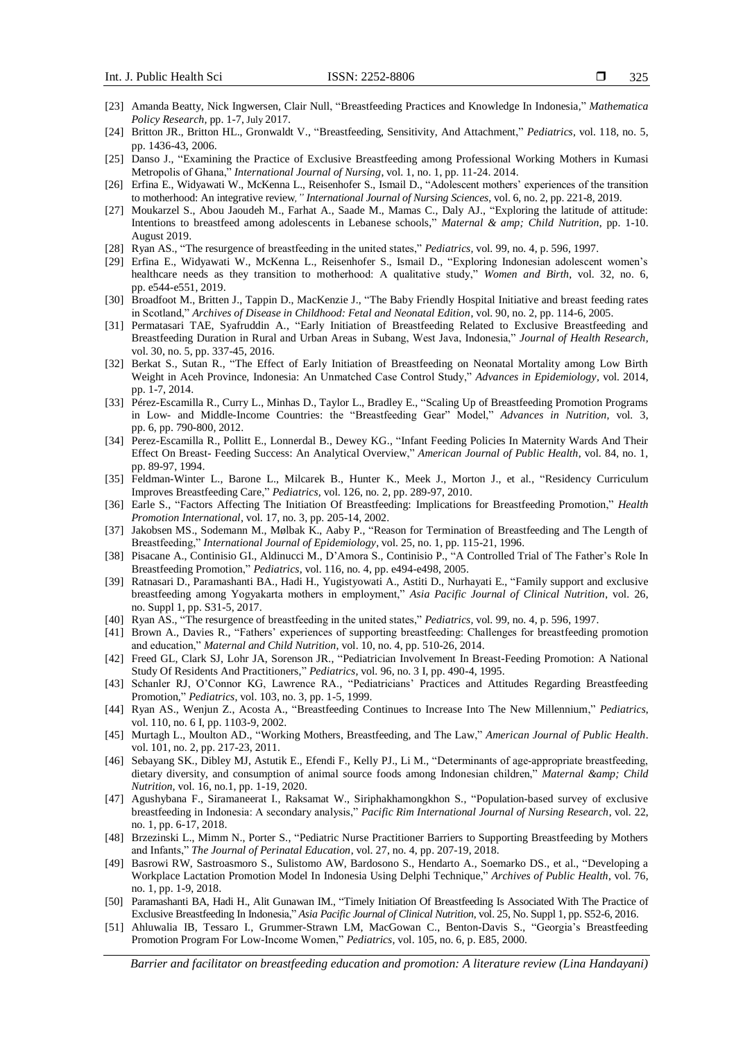[23] Amanda Beatty, Nick Ingwersen, Clair Null, "Breastfeeding Practices and Knowledge In Indonesia," *Mathematica Policy Research*, pp. 1-7, July 2017.

[24] Britton JR., Britton HL., Gronwaldt V., "Breastfeeding, Sensitivity, And Attachment," *Pediatrics*, vol. 118, no. 5, pp. 1436-43, 2006.

[25] Danso J., "Examining the Practice of Exclusive Breastfeeding among Professional Working Mothers in Kumasi Metropolis of Ghana," *International Journal of Nursing*, vol. 1, no. 1, pp. 11-24. 2014.

[26] Erfina E., Widyawati W., McKenna L., Reisenhofer S., Ismail D., "Adolescent mothers' experiences of the transition to motherhood: An integrative review*," International Journal of Nursing Sciences*, vol. 6, no. 2, pp. 221-8, 2019.

[27] Moukarzel S., Abou Jaoudeh M., Farhat A., Saade M., Mamas C., Daly AJ., "Exploring the latitude of attitude: Intentions to breastfeed among adolescents in Lebanese schools," *Maternal &amp; Child Nutrition*, pp. 1-10. August 2019.

[28] Ryan AS., "The resurgence of breastfeeding in the united states," *Pediatrics*, vol. 99, no. 4, p. 596, 1997.

[29] Erfina E., Widyawati W., McKenna L., Reisenhofer S., Ismail D., "Exploring Indonesian adolescent women's healthcare needs as they transition to motherhood: A qualitative study," *Women and Birth*, vol. 32, no. 6, pp. e544-e551, 2019.

[30] Broadfoot M., Britten J., Tappin D., MacKenzie J., "The Baby Friendly Hospital Initiative and breast feeding rates in Scotland," *Archives of Disease in Childhood: Fetal and Neonatal Edition*, vol. 90, no. 2, pp. 114-6, 2005.

[31] Permatasari TAE, Syafruddin A., "Early Initiation of Breastfeeding Related to Exclusive Breastfeeding and Breastfeeding Duration in Rural and Urban Areas in Subang, West Java, Indonesia," *Journal of Health Research*, vol. 30, no. 5, pp. 337-45, 2016.

[32] Berkat S., Sutan R., "The Effect of Early Initiation of Breastfeeding on Neonatal Mortality among Low Birth Weight in Aceh Province, Indonesia: An Unmatched Case Control Study," *Advances in Epidemiology*, vol. 2014, pp. 1-7, 2014.

[33] Pérez-Escamilla R., Curry L., Minhas D., Taylor L., Bradley E., "Scaling Up of Breastfeeding Promotion Programs in Low- and Middle-Income Countries: the "Breastfeeding Gear" Model," *Advances in Nutrition*, vol. 3, pp. 6, pp. 790-800, 2012.

[34] Perez-Escamilla R., Pollitt E., Lonnerdal B., Dewey KG., "Infant Feeding Policies In Maternity Wards And Their Effect On Breast- Feeding Success: An Analytical Overview," *American Journal of Public Health*, vol. 84, no. 1, pp. 89-97, 1994.

[35] Feldman-Winter L., Barone L., Milcarek B., Hunter K., Meek J., Morton J., et al., "Residency Curriculum Improves Breastfeeding Care," *Pediatrics*, vol. 126, no. 2, pp. 289-97, 2010.

[36] Earle S., "Factors Affecting The Initiation Of Breastfeeding: Implications for Breastfeeding Promotion," *Health Promotion International*, vol. 17, no. 3, pp. 205-14, 2002.

[37] Jakobsen MS., Sodemann M., Mølbak K., Aaby P., "Reason for Termination of Breastfeeding and The Length of Breastfeeding," *International Journal of Epidemiology*, vol. 25, no. 1, pp. 115-21, 1996.

[38] Pisacane A., Continisio GI., Aldinucci M., D'Amora S., Continisio P., "A Controlled Trial of The Father's Role In Breastfeeding Promotion," *Pediatrics*, vol. 116, no. 4, pp. e494-e498, 2005.

[39] Ratnasari D., Paramashanti BA., Hadi H., Yugistyowati A., Astiti D., Nurhayati E., "Family support and exclusive breastfeeding among Yogyakarta mothers in employment," *Asia Pacific Journal of Clinical Nutrition*, vol. 26, no. Suppl 1, pp. S31-5, 2017.

[40] Ryan AS., "The resurgence of breastfeeding in the united states," *Pediatrics*, vol. 99, no. 4, p. 596, 1997.

[41] Brown A., Davies R., "Fathers' experiences of supporting breastfeeding: Challenges for breastfeeding promotion and education," *Maternal and Child Nutrition*, vol. 10, no. 4, pp. 510-26, 2014.

[42] Freed GL, Clark SJ, Lohr JA, Sorenson JR., "Pediatrician Involvement In Breast-Feeding Promotion: A National Study Of Residents And Practitioners," *Pediatrics*, vol. 96, no. 3 I, pp. 490-4, 1995.

[43] Schanler RJ, O'Connor KG, Lawrence RA., "Pediatricians' Practices and Attitudes Regarding Breastfeeding Promotion," *Pediatrics*, vol. 103, no. 3, pp. 1-5, 1999.

[44] Ryan AS., Wenjun Z., Acosta A., "Breastfeeding Continues to Increase Into The New Millennium," *Pediatrics*, vol. 110, no. 6 I, pp. 1103-9, 2002.

[45] Murtagh L., Moulton AD., "Working Mothers, Breastfeeding, and The Law," *American Journal of Public Health*. vol. 101, no. 2, pp. 217-23, 2011.

[46] Sebayang SK., Dibley MJ, Astutik E., Efendi F., Kelly PJ., Li M., "Determinants of age-appropriate breastfeeding, dietary diversity, and consumption of animal source foods among Indonesian children," *Maternal &amp;amp; Child Nutrition*, vol. 16, no.1, pp. 1-19, 2020.

[47] Agushybana F., Siramaneerat I., Raksamat W., Siriphakhamongkhon S., "Population-based survey of exclusive breastfeeding in Indonesia: A secondary analysis," *Pacific Rim International Journal of Nursing Research*, vol. 22, no. 1, pp. 6-17, 2018.

[48] Brzezinski L., Mimm N., Porter S., "Pediatric Nurse Practitioner Barriers to Supporting Breastfeeding by Mothers and Infants," *The Journal of Perinatal Education*, vol. 27, no. 4, pp. 207-19, 2018.

[49] Basrowi RW, Sastroasmoro S., Sulistomo AW, Bardosono S., Hendarto A., Soemarko DS., et al., "Developing a Workplace Lactation Promotion Model In Indonesia Using Delphi Technique," *Archives of Public Health*, vol. 76, no. 1, pp. 1-9, 2018.

[50] Paramashanti BA, Hadi H., Alit Gunawan IM., "Timely Initiation Of Breastfeeding Is Associated With The Practice of Exclusive Breastfeeding In Indonesia," *Asia Pacific Journal of Clinical Nutrition*, vol. 25, No. Suppl 1, pp. S52-6, 2016.

[51] Ahluwalia IB, Tessaro I., Grummer-Strawn LM, MacGowan C., Benton-Davis S., "Georgia's Breastfeeding Promotion Program For Low-Income Women," *Pediatrics*, vol. 105, no. 6, p. E85, 2000.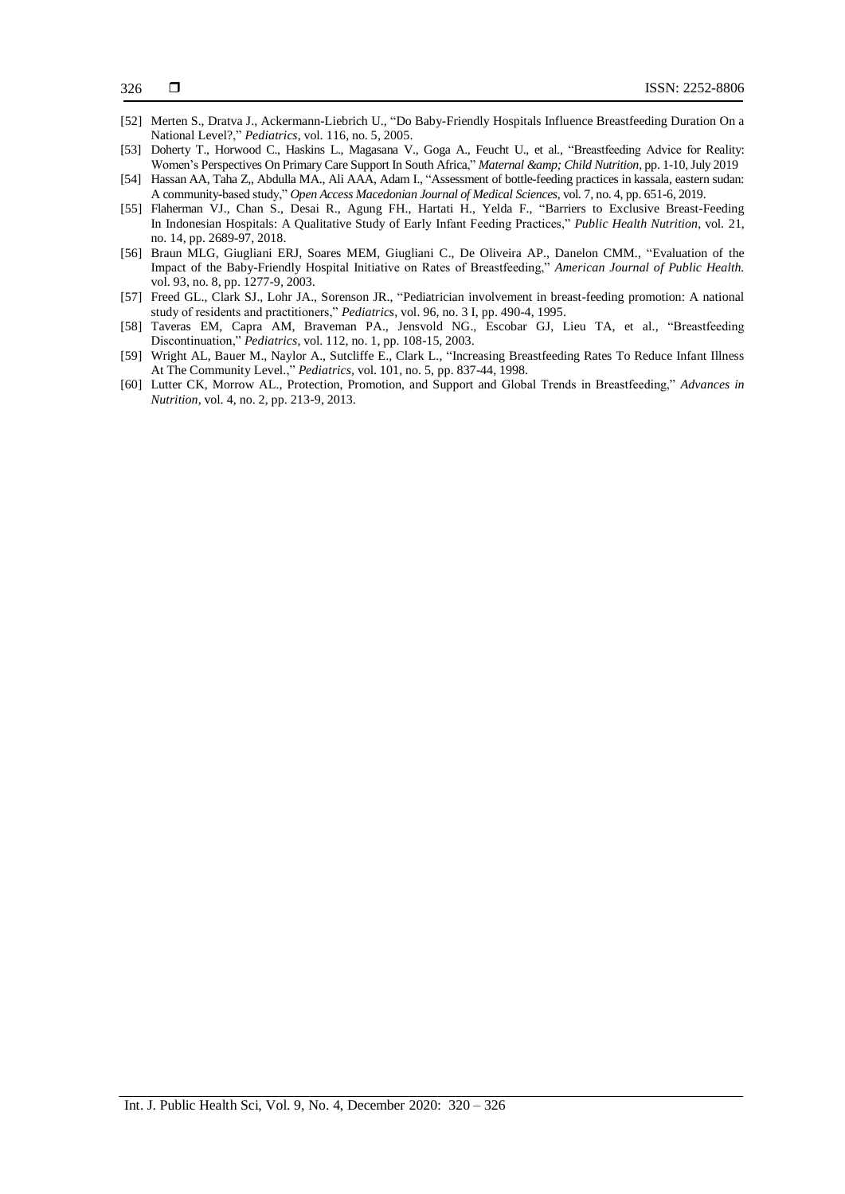[52] Merten S., Dratva J., Ackermann-Liebrich U., "Do Baby-Friendly Hospitals Influence Breastfeeding Duration On a National Level?," *Pediatrics*, vol. 116, no. 5, 2005.

[53] Doherty T., Horwood C., Haskins L., Magasana V., Goga A., Feucht U., et al., "Breastfeeding Advice for Reality: Women's Perspectives On Primary Care Support In South Africa," *Maternal &amp; Child Nutrition*, pp. 1-10, July 2019

[54] Hassan AA, Taha Z,, Abdulla MA., Ali AAA, Adam I., "Assessment of bottle-feeding practices in kassala, eastern sudan: A community-based study," *Open Access Macedonian Journal of Medical Sciences*, vol. 7, no. 4, pp. 651-6, 2019.

[55] Flaherman VJ., Chan S., Desai R., Agung FH., Hartati H., Yelda F., "Barriers to Exclusive Breast-Feeding In Indonesian Hospitals: A Qualitative Study of Early Infant Feeding Practices," *Public Health Nutrition*, vol. 21, no. 14, pp. 2689-97, 2018.

[56] Braun MLG, Giugliani ERJ, Soares MEM, Giugliani C., De Oliveira AP., Danelon CMM., "Evaluation of the Impact of the Baby-Friendly Hospital Initiative on Rates of Breastfeeding," *American Journal of Public Health*. vol. 93, no. 8, pp. 1277-9, 2003.

[57] Freed GL., Clark SJ., Lohr JA., Sorenson JR., "Pediatrician involvement in breast-feeding promotion: A national study of residents and practitioners," *Pediatrics*, vol. 96, no. 3 I, pp. 490-4, 1995.

[58] Taveras EM, Capra AM, Braveman PA., Jensvold NG., Escobar GJ, Lieu TA, et al., "Breastfeeding Discontinuation," *Pediatrics*, vol. 112, no. 1, pp. 108-15, 2003.

[59] Wright AL, Bauer M., Naylor A., Sutcliffe E., Clark L., "Increasing Breastfeeding Rates To Reduce Infant Illness At The Community Level.," *Pediatrics*, vol. 101, no. 5, pp. 837-44, 1998.

[60] Lutter CK, Morrow AL., Protection, Promotion, and Support and Global Trends in Breastfeeding," *Advances in Nutrition*, vol. 4, no. 2, pp. 213-9, 2013.